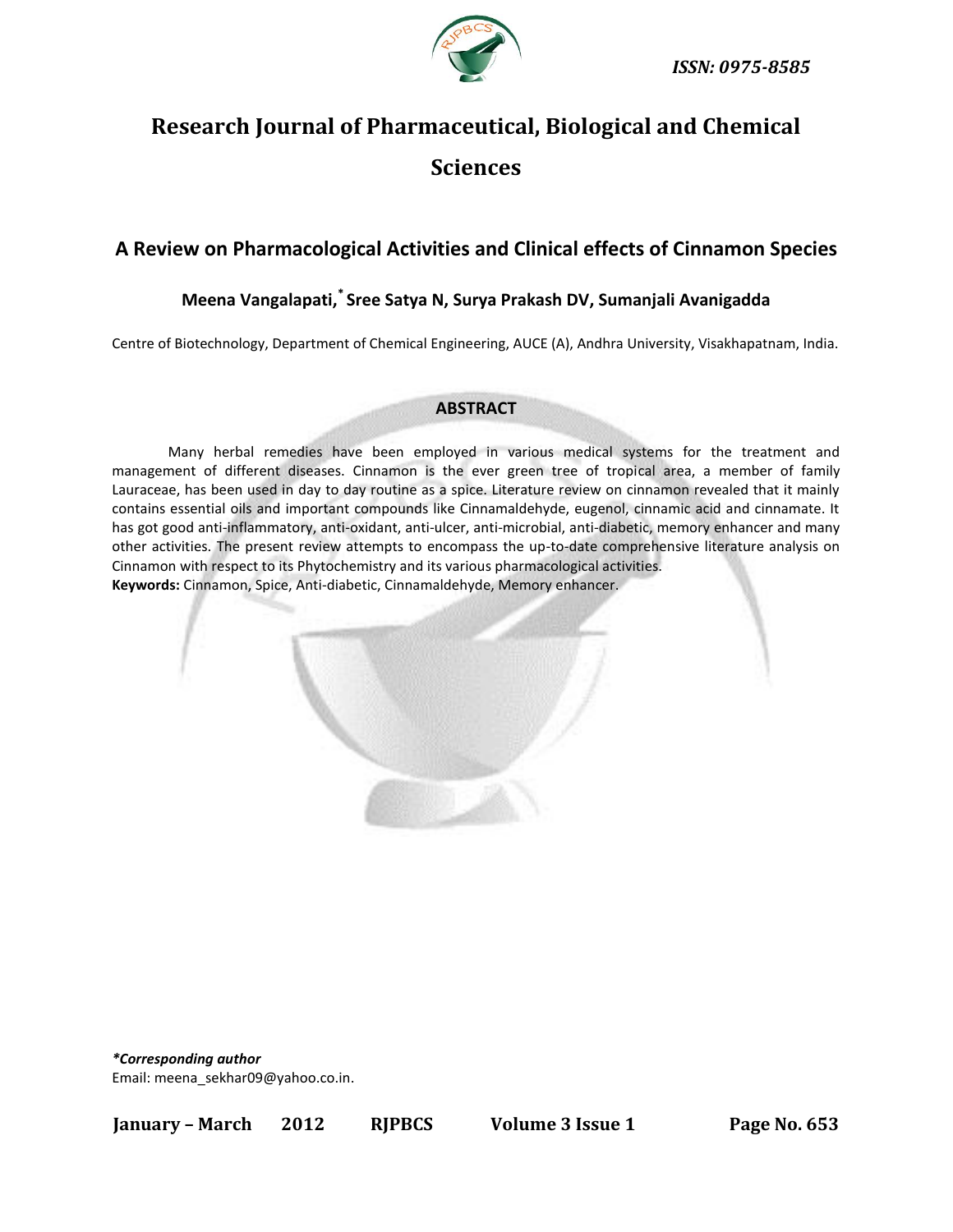ISSN: 0975-8585

# Research Journal of Pharmaceutical, Biological and Chemical Sciences

## A Review on Pharmacological Activities and Clinical effects of Cinnamon Species

**Meena Vangalapati,[*] Sree Satya N, Surya Prakash DV, Sumanjali Avanigadda**

Centre of Biotechnology, Department of Chemical Engineering, AUCE (A), Andhra University, Visakhapatnam, India.

### ABSTRACT

Many herbal remedies have been employed in various medical systems for the treatment and management of different diseases. Cinnamon is the ever green tree of tropical area, a member of family Lauraceae, has been used in day to day routine as a spice. Literature review on cinnamon revealed that it mainly contains essential oils and important compounds like Cinnamaldehyde, eugenol, cinnamic acid and cinnamate. It has got good anti-inflammatory, anti-oxidant, anti-ulcer, anti-microbial, anti-diabetic, memory enhancer and many other activities. The present review attempts to encompass the up-to-date comprehensive literature analysis on Cinnamon with respect to its Phytochemistry and its various pharmacological activities.

**Keywords:** Cinnamon, Spice, Anti-diabetic, Cinnamaldehyde, Memory enhancer.

***Corresponding author***
Email: meena_sekhar09@yahoo.co.in.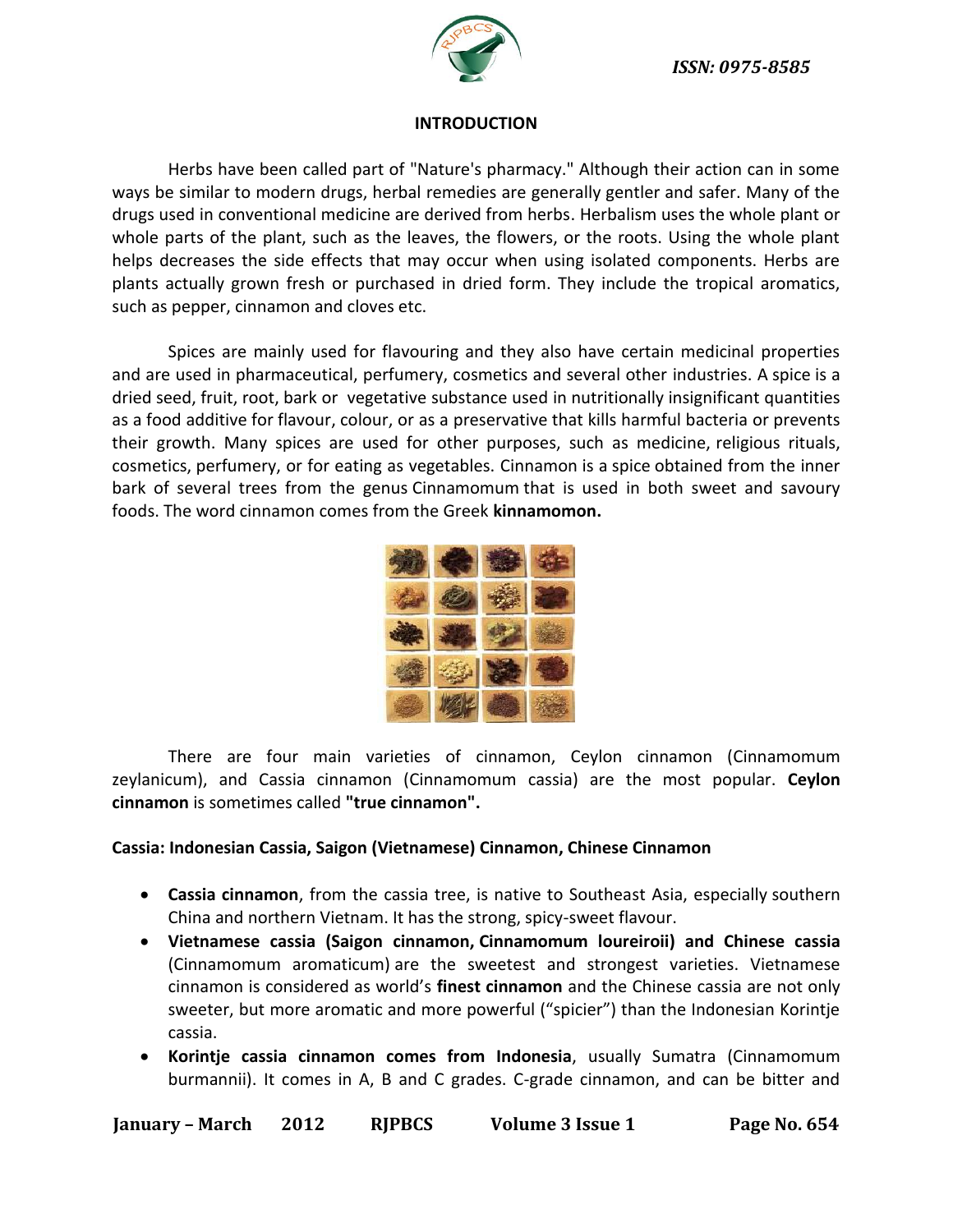## INTRODUCTION

Herbs have been called part of "Nature's pharmacy." Although their action can in some ways be similar to modern drugs, herbal remedies are generally gentler and safer. Many of the drugs used in conventional medicine are derived from herbs. Herbalism uses the whole plant or whole parts of the plant, such as the leaves, the flowers, or the roots. Using the whole plant helps decreases the side effects that may occur when using isolated components. Herbs are plants actually grown fresh or purchased in dried form. They include the tropical aromatics, such as pepper, cinnamon and cloves etc.

Spices are mainly used for flavouring and they also have certain medicinal properties and are used in pharmaceutical, perfumery, cosmetics and several other industries. A spice is a dried seed, fruit, root, bark or vegetative substance used in nutritionally insignificant quantities as a food additive for flavour, colour, or as a preservative that kills harmful bacteria or prevents their growth. Many spices are used for other purposes, such as medicine, religious rituals, cosmetics, perfumery, or for eating as vegetables. Cinnamon is a spice obtained from the inner bark of several trees from the genus Cinnamomum that is used in both sweet and savoury foods. The word cinnamon comes from the Greek **kinnamomon.**

There are four main varieties of cinnamon, Ceylon cinnamon (Cinnamomum zeylanicum), and Cassia cinnamon (Cinnamomum cassia) are the most popular. **Ceylon cinnamon** is sometimes called **"true cinnamon".**

**Cassia: Indonesian Cassia, Saigon (Vietnamese) Cinnamon, Chinese Cinnamon**

- **Cassia cinnamon**, from the cassia tree, is native to Southeast Asia, especially southern China and northern Vietnam. It has the strong, spicy-sweet flavour.
- **Vietnamese cassia (Saigon cinnamon, Cinnamomum loureiroii) and Chinese cassia** (Cinnamomum aromaticum) are the sweetest and strongest varieties. Vietnamese cinnamon is considered as world's **finest cinnamon** and the Chinese cassia are not only sweeter, but more aromatic and more powerful ("spicier") than the Indonesian Korintje cassia.
- **Korintje cassia cinnamon comes from Indonesia**, usually Sumatra (Cinnamomum burmannii). It comes in A, B and C grades. C-grade cinnamon, and can be bitter and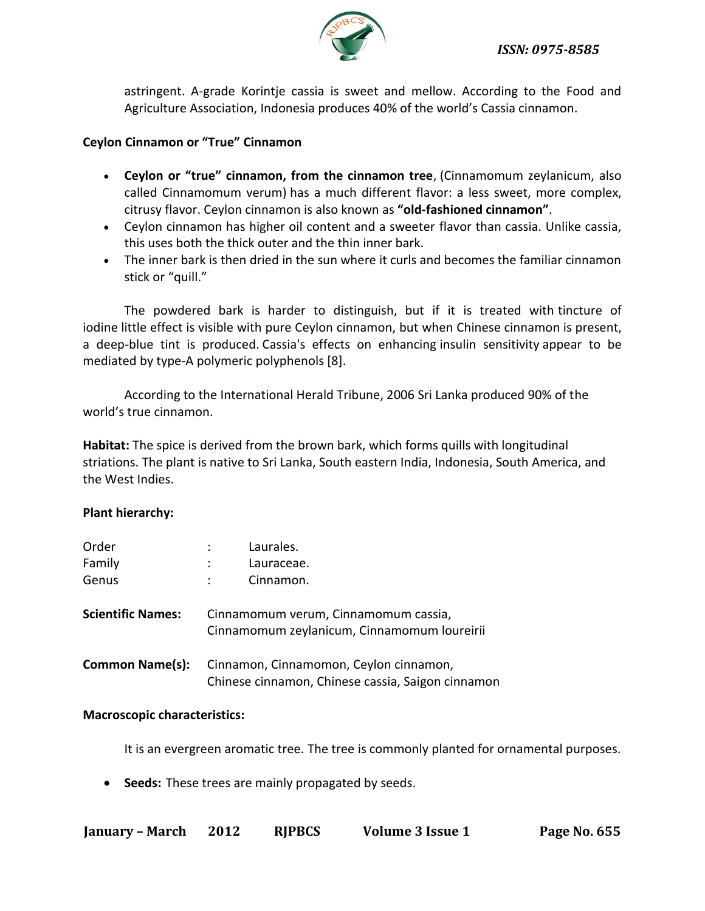astringent. A-grade Korintje cassia is sweet and mellow. According to the Food and Agriculture Association, Indonesia produces 40% of the world's Cassia cinnamon.

**Ceylon Cinnamon or "True" Cinnamon**

- **Ceylon or "true" cinnamon, from the cinnamon tree**, (Cinnamomum zeylanicum, also called Cinnamomum verum) has a much different flavor: a less sweet, more complex, citrusy flavor. Ceylon cinnamon is also known as **"old-fashioned cinnamon"**.
- Ceylon cinnamon has higher oil content and a sweeter flavor than cassia. Unlike cassia, this uses both the thick outer and the thin inner bark.
- The inner bark is then dried in the sun where it curls and becomes the familiar cinnamon stick or "quill."

The powdered bark is harder to distinguish, but if it is treated with tincture of iodine little effect is visible with pure Ceylon cinnamon, but when Chinese cinnamon is present, a deep-blue tint is produced. Cassia's effects on enhancing insulin sensitivity appear to be mediated by type-A polymeric polyphenols [8].

According to the International Herald Tribune, 2006 Sri Lanka produced 90% of the world's true cinnamon.

**Habitat:** The spice is derived from the brown bark, which forms quills with longitudinal striations. The plant is native to Sri Lanka, South eastern India, Indonesia, South America, and the West Indies.

**Plant hierarchy:**

| | | |
|---|---|---|
| Order | : | Laurales. |
| Family | : | Lauraceae. |
| Genus | : | Cinnamon. |

**Scientific Names:** Cinnamomum verum, Cinnamomum cassia, Cinnamomum zeylanicum, Cinnamomum loureirii

**Common Name(s):** Cinnamon, Cinnamomon, Ceylon cinnamon, Chinese cinnamon, Chinese cassia, Saigon cinnamon

**Macroscopic characteristics:**

It is an evergreen aromatic tree. The tree is commonly planted for ornamental purposes.

- **Seeds:** These trees are mainly propagated by seeds.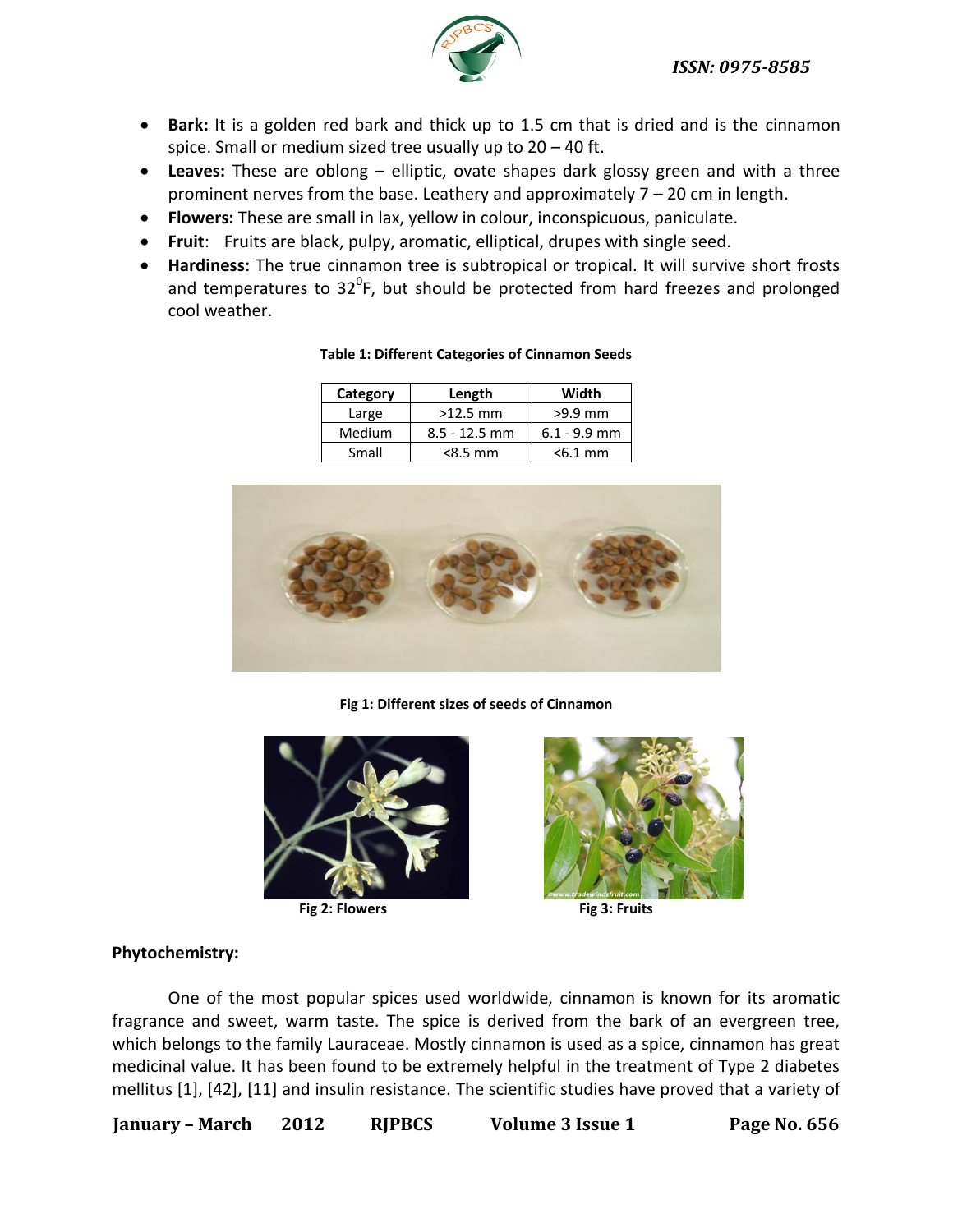- **Bark:** It is a golden red bark and thick up to 1.5 cm that is dried and is the cinnamon spice. Small or medium sized tree usually up to 20 – 40 ft.
- **Leaves:** These are oblong – elliptic, ovate shapes dark glossy green and with a three prominent nerves from the base. Leathery and approximately 7 – 20 cm in length.
- **Flowers:** These are small in lax, yellow in colour, inconspicuous, paniculate.
- **Fruit**: Fruits are black, pulpy, aromatic, elliptical, drupes with single seed.
- **Hardiness:** The true cinnamon tree is subtropical or tropical. It will survive short frosts and temperatures to 32$^0$F, but should be protected from hard freezes and prolonged cool weather.

**Table 1: Different Categories of Cinnamon Seeds**

| Category | Length | Width |
|---|---|---|
| Large | >12.5 mm | >9.9 mm |
| Medium | 8.5 - 12.5 mm | 6.1 - 9.9 mm |
| Small | <8.5 mm | <6.1 mm |

**Fig 1: Different sizes of seeds of Cinnamon**

**Fig 2: Flowers**

**Fig 3: Fruits**

**Phytochemistry:**

One of the most popular spices used worldwide, cinnamon is known for its aromatic fragrance and sweet, warm taste. The spice is derived from the bark of an evergreen tree, which belongs to the family Lauraceae. Mostly cinnamon is used as a spice, cinnamon has great medicinal value. It has been found to be extremely helpful in the treatment of Type 2 diabetes mellitus [1], [42], [11] and insulin resistance. The scientific studies have proved that a variety of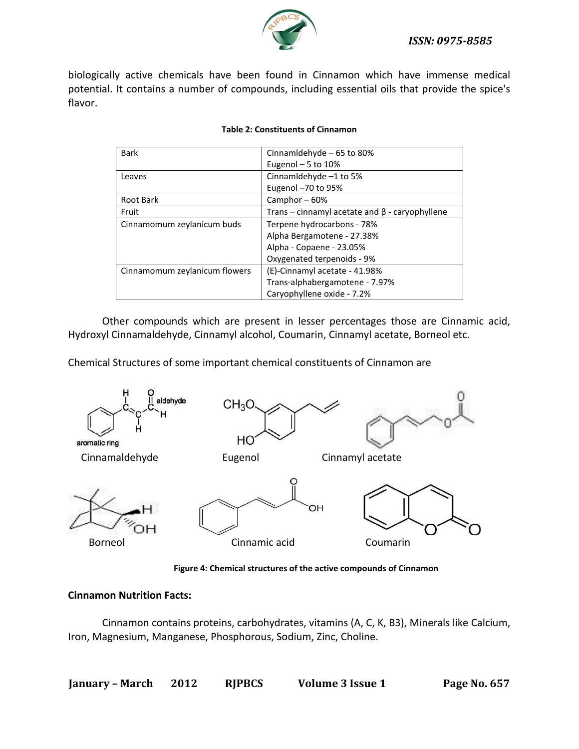biologically active chemicals have been found in Cinnamon which have immense medical potential. It contains a number of compounds, including essential oils that provide the spice's flavor.

**Table 2: Constituents of Cinnamon**

| | |
|---|---|
| Bark | Cinnamldehyde – 65 to 80%<br>Eugenol – 5 to 10% |
| Leaves | Cinnamldehyde –1 to 5%<br>Eugenol –70 to 95% |
| Root Bark | Camphor – 60% |
| Fruit | Trans – cinnamyl acetate and β - caryophyllene |
| Cinnamomum zeylanicum buds | Terpene hydrocarbons - 78%<br>Alpha Bergamotene - 27.38%<br>Alpha - Copaene - 23.05%<br>Oxygenated terpenoids - 9% |
| Cinnamomum zeylanicum flowers | (E)-Cinnamyl acetate - 41.98%<br>Trans-alphabergamotene - 7.97%<br>Caryophyllene oxide - 7.2% |

Other compounds which are present in lesser percentages those are Cinnamic acid, Hydroxyl Cinnamaldehyde, Cinnamyl alcohol, Coumarin, Cinnamyl acetate, Borneol etc.

Chemical Structures of some important chemical constituents of Cinnamon are

Cinnamaldehyde Eugenol Cinnamyl acetate

Borneol Cinnamic acid Coumarin

**Figure 4: Chemical structures of the active compounds of Cinnamon**

**Cinnamon Nutrition Facts:**

Cinnamon contains proteins, carbohydrates, vitamins (A, C, K, B3), Minerals like Calcium, Iron, Magnesium, Manganese, Phosphorous, Sodium, Zinc, Choline.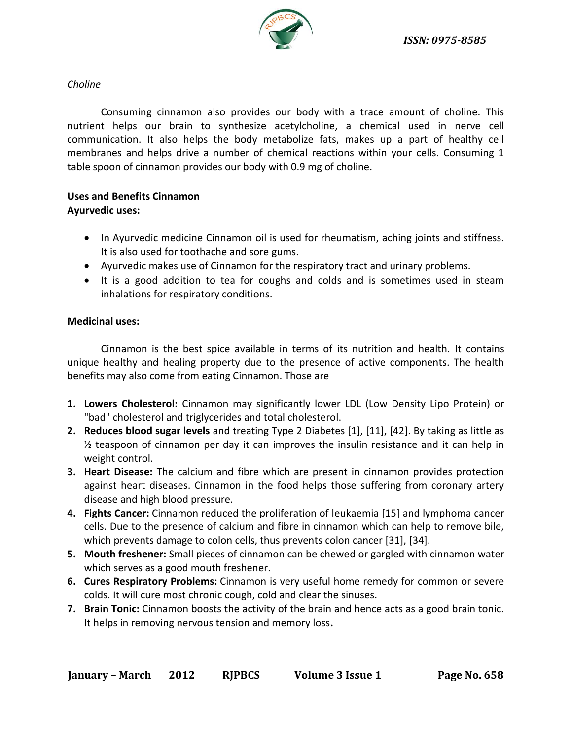*Choline*

Consuming cinnamon also provides our body with a trace amount of choline. This nutrient helps our brain to synthesize acetylcholine, a chemical used in nerve cell communication. It also helps the body metabolize fats, makes up a part of healthy cell membranes and helps drive a number of chemical reactions within your cells. Consuming 1 table spoon of cinnamon provides our body with 0.9 mg of choline.

**Uses and Benefits Cinnamon**

**Ayurvedic uses:**

- In Ayurvedic medicine Cinnamon oil is used for rheumatism, aching joints and stiffness. It is also used for toothache and sore gums.
- Ayurvedic makes use of Cinnamon for the respiratory tract and urinary problems.
- It is a good addition to tea for coughs and colds and is sometimes used in steam inhalations for respiratory conditions.

**Medicinal uses:**

Cinnamon is the best spice available in terms of its nutrition and health. It contains unique healthy and healing property due to the presence of active components. The health benefits may also come from eating Cinnamon. Those are

1. **Lowers Cholesterol:** Cinnamon may significantly lower LDL (Low Density Lipo Protein) or "bad" cholesterol and triglycerides and total cholesterol.
2. **Reduces blood sugar levels** and treating Type 2 Diabetes [1], [11], [42]. By taking as little as ½ teaspoon of cinnamon per day it can improves the insulin resistance and it can help in weight control.
3. **Heart Disease:** The calcium and fibre which are present in cinnamon provides protection against heart diseases. Cinnamon in the food helps those suffering from coronary artery disease and high blood pressure.
4. **Fights Cancer:** Cinnamon reduced the proliferation of leukaemia [15] and lymphoma cancer cells. Due to the presence of calcium and fibre in cinnamon which can help to remove bile, which prevents damage to colon cells, thus prevents colon cancer [31], [34].
5. **Mouth freshener:** Small pieces of cinnamon can be chewed or gargled with cinnamon water which serves as a good mouth freshener.
6. **Cures Respiratory Problems:** Cinnamon is very useful home remedy for common or severe colds. It will cure most chronic cough, cold and clear the sinuses.
7. **Brain Tonic:** Cinnamon boosts the activity of the brain and hence acts as a good brain tonic. It helps in removing nervous tension and memory loss**.**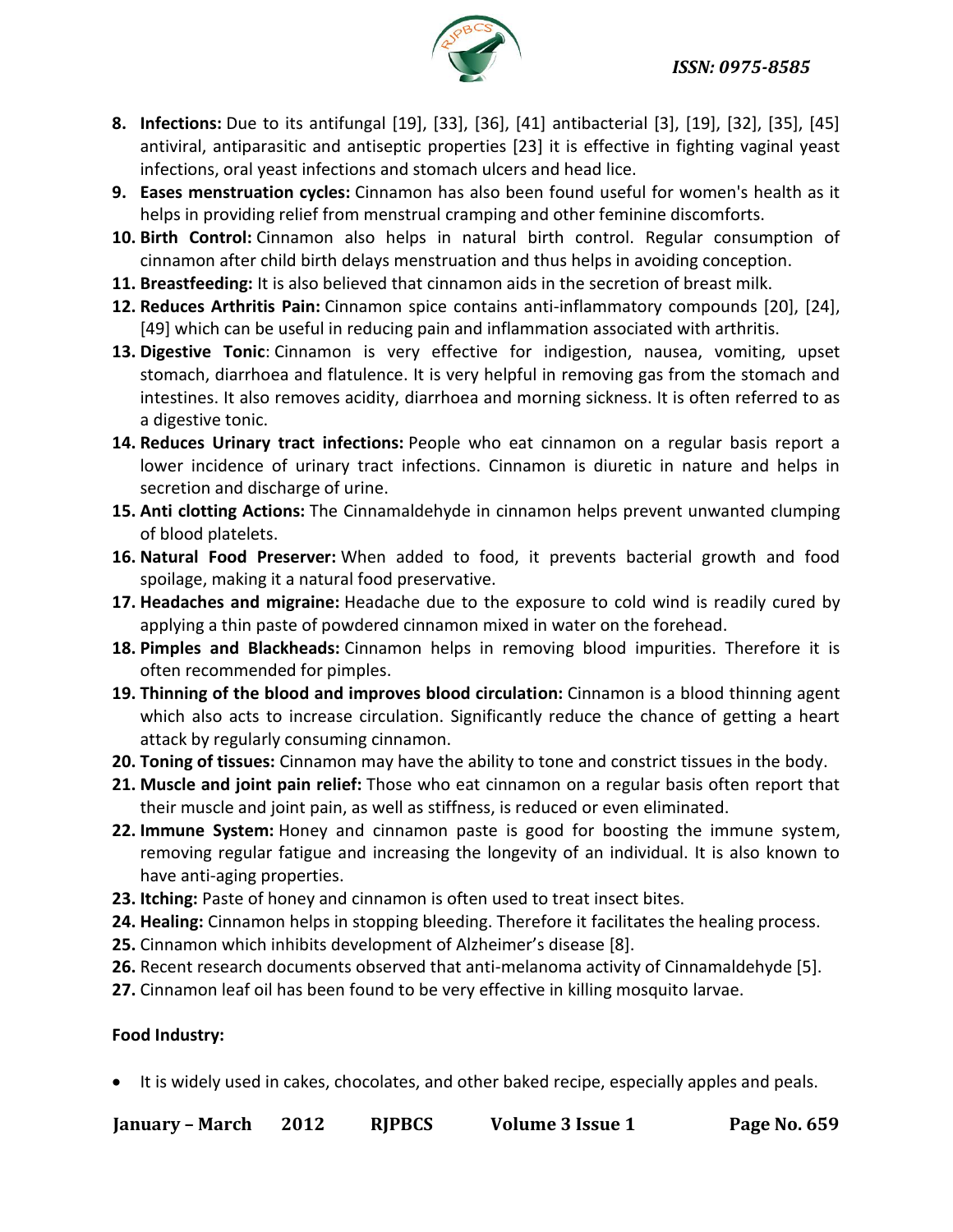8. **Infections:** Due to its antifungal [19], [33], [36], [41] antibacterial [3], [19], [32], [35], [45] antiviral, antiparasitic and antiseptic properties [23] it is effective in fighting vaginal yeast infections, oral yeast infections and stomach ulcers and head lice.
9. **Eases menstruation cycles:** Cinnamon has also been found useful for women's health as it helps in providing relief from menstrual cramping and other feminine discomforts.
10. **Birth Control:** Cinnamon also helps in natural birth control. Regular consumption of cinnamon after child birth delays menstruation and thus helps in avoiding conception.
11. **Breastfeeding:** It is also believed that cinnamon aids in the secretion of breast milk.
12. **Reduces Arthritis Pain:** Cinnamon spice contains anti-inflammatory compounds [20], [24], [49] which can be useful in reducing pain and inflammation associated with arthritis.
13. **Digestive Tonic**: Cinnamon is very effective for indigestion, nausea, vomiting, upset stomach, diarrhoea and flatulence. It is very helpful in removing gas from the stomach and intestines. It also removes acidity, diarrhoea and morning sickness. It is often referred to as a digestive tonic.
14. **Reduces Urinary tract infections:** People who eat cinnamon on a regular basis report a lower incidence of urinary tract infections. Cinnamon is diuretic in nature and helps in secretion and discharge of urine.
15. **Anti clotting Actions:** The Cinnamaldehyde in cinnamon helps prevent unwanted clumping of blood platelets.
16. **Natural Food Preserver:** When added to food, it prevents bacterial growth and food spoilage, making it a natural food preservative.
17. **Headaches and migraine:** Headache due to the exposure to cold wind is readily cured by applying a thin paste of powdered cinnamon mixed in water on the forehead.
18. **Pimples and Blackheads:** Cinnamon helps in removing blood impurities. Therefore it is often recommended for pimples.
19. **Thinning of the blood and improves blood circulation:** Cinnamon is a blood thinning agent which also acts to increase circulation. Significantly reduce the chance of getting a heart attack by regularly consuming cinnamon.
20. **Toning of tissues:** Cinnamon may have the ability to tone and constrict tissues in the body.
21. **Muscle and joint pain relief:** Those who eat cinnamon on a regular basis often report that their muscle and joint pain, as well as stiffness, is reduced or even eliminated.
22. **Immune System:** Honey and cinnamon paste is good for boosting the immune system, removing regular fatigue and increasing the longevity of an individual. It is also known to have anti-aging properties.
23. **Itching:** Paste of honey and cinnamon is often used to treat insect bites.
24. **Healing:** Cinnamon helps in stopping bleeding. Therefore it facilitates the healing process.
25. Cinnamon which inhibits development of Alzheimer's disease [8].
26. Recent research documents observed that anti-melanoma activity of Cinnamaldehyde [5].
27. Cinnamon leaf oil has been found to be very effective in killing mosquito larvae.

**Food Industry:**

- It is widely used in cakes, chocolates, and other baked recipe, especially apples and peals.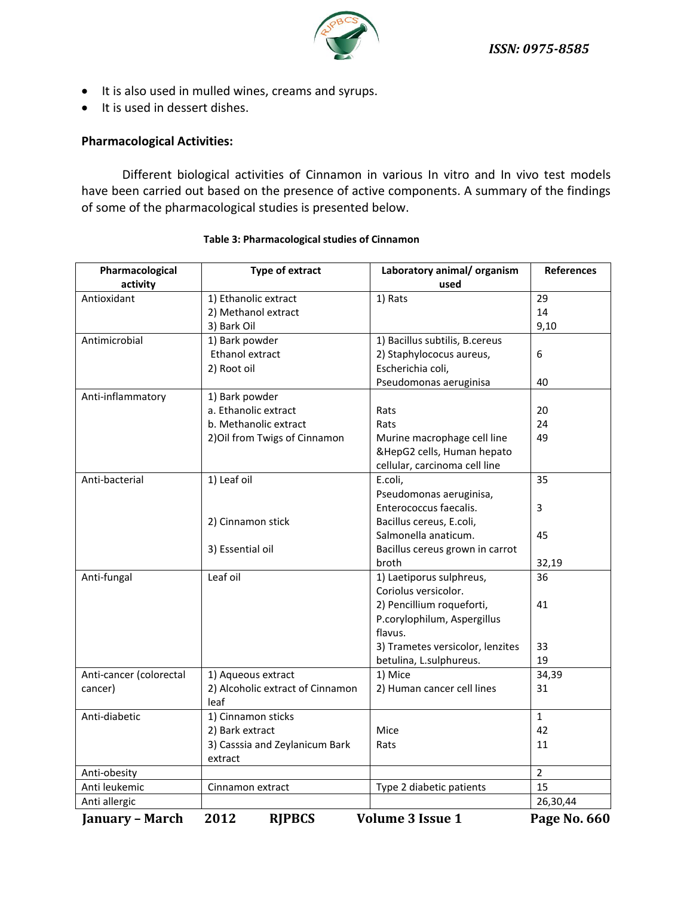- It is also used in mulled wines, creams and syrups.
- It is used in dessert dishes.

### Pharmacological Activities:

Different biological activities of Cinnamon in various In vitro and In vivo test models have been carried out based on the presence of active components. A summary of the findings of some of the pharmacological studies is presented below.

**Table 3: Pharmacological studies of Cinnamon**

| Pharmacological activity | Type of extract | Laboratory animal/ organism used | References |
|---|---|---|---|
| Antioxidant | 1) Ethanolic extract<br>2) Methanol extract<br>3) Bark Oil | 1) Rats | 29<br>14<br>9,10 |
| Antimicrobial | 1) Bark powder<br>Ethanol extract<br>2) Root oil | 1) Bacillus subtilis, B.cereus<br>2) Staphylococus aureus, Escherichia coli, Pseudomonas aeruginisa | 6<br>40 |
| Anti-inflammatory | 1) Bark powder<br>a. Ethanolic extract<br>b. Methanolic extract<br>2)Oil from Twigs of Cinnamon | Rats<br>Rats<br>Murine macrophage cell line &HepG2 cells, Human hepato cellular, carcinoma cell line | 20<br>24<br>49 |
| Anti-bacterial | 1) Leaf oil<br>2) Cinnamon stick<br>3) Essential oil | E.coli, Pseudomonas aeruginisa, Enterococcus faecalis.<br>Bacillus cereus, E.coli, Salmonella anaticum.<br>Bacillus cereus grown in carrot broth | 35<br>3<br>45<br>32,19 |
| Anti-fungal | Leaf oil | 1) Laetiporus sulphreus, Coriolus versicolor.<br>2) Pencillium roqueforti, P.corylophilum, Aspergillus flavus.<br>3) Trametes versicolor, lenzites betulina, L.sulphureus. | 36<br>41<br>33<br>19 |
| Anti-cancer (colorectal cancer) | 1) Aqueous extract<br>2) Alcoholic extract of Cinnamon leaf | 1) Mice<br>2) Human cancer cell lines | 34,39<br>31 |
| Anti-diabetic | 1) Cinnamon sticks<br>2) Bark extract<br>3) Casssia and Zeylanicum Bark extract | Mice<br>Rats | 1<br>42<br>11 |
| Anti-obesity | | | 2 |
| Anti leukemic | Cinnamon extract | Type 2 diabetic patients | 15 |
| Anti allergic | | | 26,30,44 |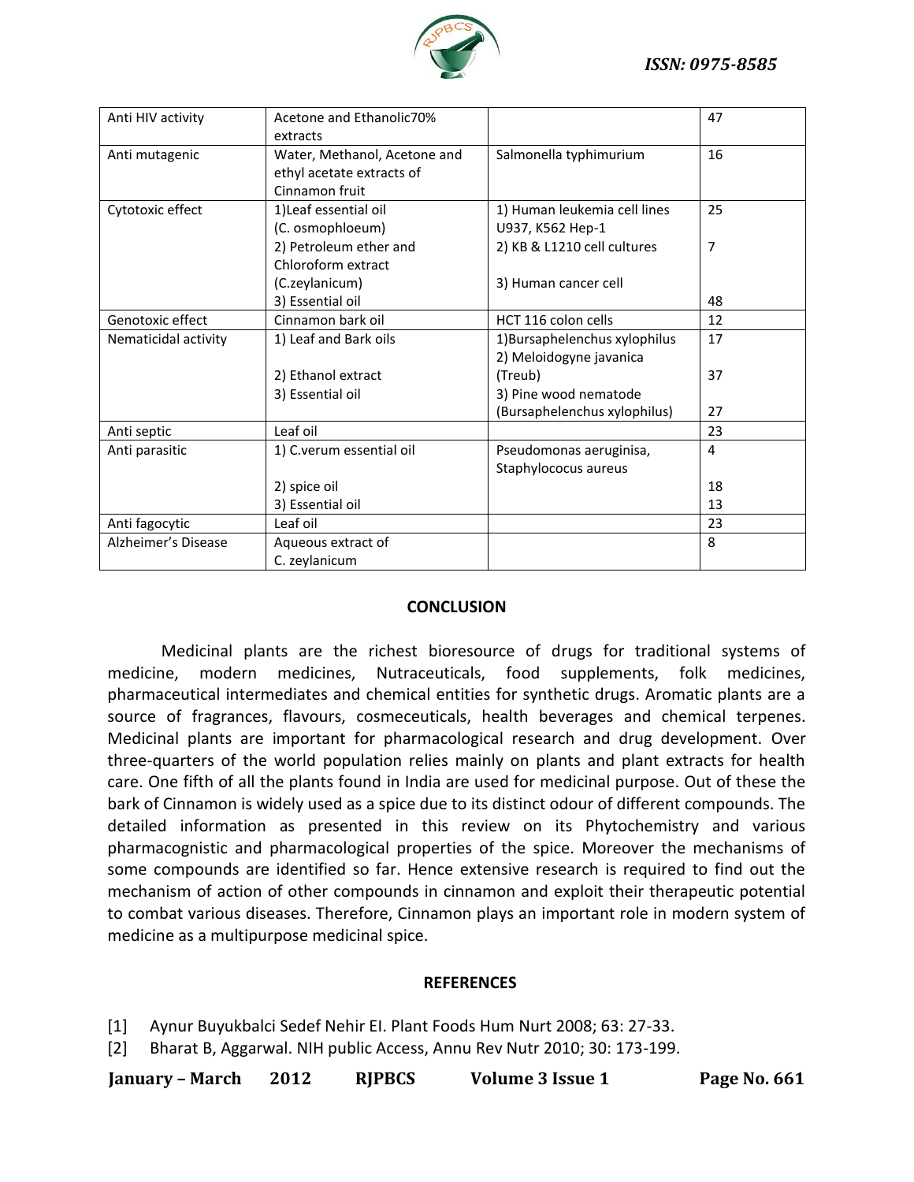| Anti HIV activity | Acetone and Ethanolic70% extracts | | 47 |
|---|---|---|---|
| Anti mutagenic | Water, Methanol, Acetone and ethyl acetate extracts of Cinnamon fruit | Salmonella typhimurium | 16 |
| Cytotoxic effect | 1)Leaf essential oil (C. osmophloeum)<br>2) Petroleum ether and Chloroform extract (C.zeylanicum)<br>3) Essential oil | 1) Human leukemia cell lines U937, K562 Hep-1<br>2) KB & L1210 cell cultures<br>3) Human cancer cell | 25<br>7<br>48 |
| Genotoxic effect | Cinnamon bark oil | HCT 116 colon cells | 12 |
| Nematicidal activity | 1) Leaf and Bark oils<br>2) Ethanol extract<br>3) Essential oil | 1)Bursaphelenchus xylophilus<br>2) Meloidogyne javanica (Treub)<br>3) Pine wood nematode (Bursaphelenchus xylophilus) | 17<br>37<br>27 |
| Anti septic | Leaf oil | | 23 |
| Anti parasitic | 1) C.verum essential oil<br>2) spice oil<br>3) Essential oil | Pseudomonas aeruginisa, Staphylococus aureus | 4<br>18<br>13 |
| Anti fagocytic | Leaf oil | | 23 |
| Alzheimer's Disease | Aqueous extract of C. zeylanicum | | 8 |

## CONCLUSION

Medicinal plants are the richest bioresource of drugs for traditional systems of medicine, modern medicines, Nutraceuticals, food supplements, folk medicines, pharmaceutical intermediates and chemical entities for synthetic drugs. Aromatic plants are a source of fragrances, flavours, cosmeceuticals, health beverages and chemical terpenes. Medicinal plants are important for pharmacological research and drug development. Over three-quarters of the world population relies mainly on plants and plant extracts for health care. One fifth of all the plants found in India are used for medicinal purpose. Out of these the bark of Cinnamon is widely used as a spice due to its distinct odour of different compounds. The detailed information as presented in this review on its Phytochemistry and various pharmacognistic and pharmacological properties of the spice. Moreover the mechanisms of some compounds are identified so far. Hence extensive research is required to find out the mechanism of action of other compounds in cinnamon and exploit their therapeutic potential to combat various diseases. Therefore, Cinnamon plays an important role in modern system of medicine as a multipurpose medicinal spice.

## REFERENCES

[1] Aynur Buyukbalci Sedef Nehir EI. Plant Foods Hum Nurt 2008; 63: 27-33.

[2] Bharat B, Aggarwal. NIH public Access, Annu Rev Nutr 2010; 30: 173-199.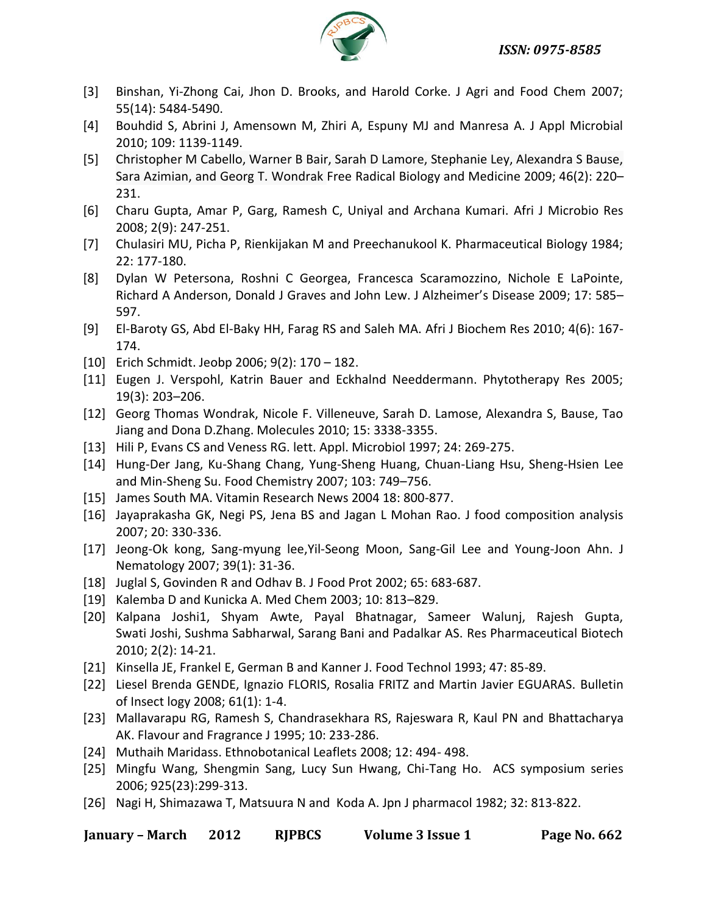[3] Binshan, Yi-Zhong Cai, Jhon D. Brooks, and Harold Corke. J Agri and Food Chem 2007; 55(14): 5484-5490.

[4] Bouhdid S, Abrini J, Amensown M, Zhiri A, Espuny MJ and Manresa A. J Appl Microbial 2010; 109: 1139-1149.

[5] Christopher M Cabello, Warner B Bair, Sarah D Lamore, Stephanie Ley, Alexandra S Bause, Sara Azimian, and Georg T. Wondrak Free Radical Biology and Medicine 2009; 46(2): 220–231.

[6] Charu Gupta, Amar P, Garg, Ramesh C, Uniyal and Archana Kumari. Afri J Microbio Res 2008; 2(9): 247-251.

[7] Chulasiri MU, Picha P, Rienkijakan M and Preechanukool K. Pharmaceutical Biology 1984; 22: 177-180.

[8] Dylan W Petersona, Roshni C Georgea, Francesca Scaramozzino, Nichole E LaPointe, Richard A Anderson, Donald J Graves and John Lew. J Alzheimer's Disease 2009; 17: 585–597.

[9] El-Baroty GS, Abd El-Baky HH, Farag RS and Saleh MA. Afri J Biochem Res 2010; 4(6): 167-174.

[10] Erich Schmidt. Jeobp 2006; 9(2): 170 – 182.

[11] Eugen J. Verspohl, Katrin Bauer and Eckhalnd Needdermann. Phytotherapy Res 2005; 19(3): 203–206.

[12] Georg Thomas Wondrak, Nicole F. Villeneuve, Sarah D. Lamose, Alexandra S, Bause, Tao Jiang and Dona D.Zhang. Molecules 2010; 15: 3338-3355.

[13] Hili P, Evans CS and Veness RG. lett. Appl. Microbiol 1997; 24: 269-275.

[14] Hung-Der Jang, Ku-Shang Chang, Yung-Sheng Huang, Chuan-Liang Hsu, Sheng-Hsien Lee and Min-Sheng Su. Food Chemistry 2007; 103: 749–756.

[15] James South MA. Vitamin Research News 2004 18: 800-877.

[16] Jayaprakasha GK, Negi PS, Jena BS and Jagan L Mohan Rao. J food composition analysis 2007; 20: 330-336.

[17] Jeong-Ok kong, Sang-myung lee,Yil-Seong Moon, Sang-Gil Lee and Young-Joon Ahn. J Nematology 2007; 39(1): 31-36.

[18] Juglal S, Govinden R and Odhav B. J Food Prot 2002; 65: 683-687.

[19] Kalemba D and Kunicka A. Med Chem 2003; 10: 813–829.

[20] Kalpana Joshi1, Shyam Awte, Payal Bhatnagar, Sameer Walunj, Rajesh Gupta, Swati Joshi, Sushma Sabharwal, Sarang Bani and Padalkar AS. Res Pharmaceutical Biotech 2010; 2(2): 14-21.

[21] Kinsella JE, Frankel E, German B and Kanner J. Food Technol 1993; 47: 85-89.

[22] Liesel Brenda GENDE, Ignazio FLORIS, Rosalia FRITZ and Martin Javier EGUARAS. Bulletin of Insect logy 2008; 61(1): 1-4.

[23] Mallavarapu RG, Ramesh S, Chandrasekhara RS, Rajeswara R, Kaul PN and Bhattacharya AK. Flavour and Fragrance J 1995; 10: 233-286.

[24] Muthaih Maridass. Ethnobotanical Leaflets 2008; 12: 494- 498.

[25] Mingfu Wang, Shengmin Sang, Lucy Sun Hwang, Chi-Tang Ho. ACS symposium series 2006; 925(23):299-313.

[26] Nagi H, Shimazawa T, Matsuura N and Koda A. Jpn J pharmacol 1982; 32: 813-822.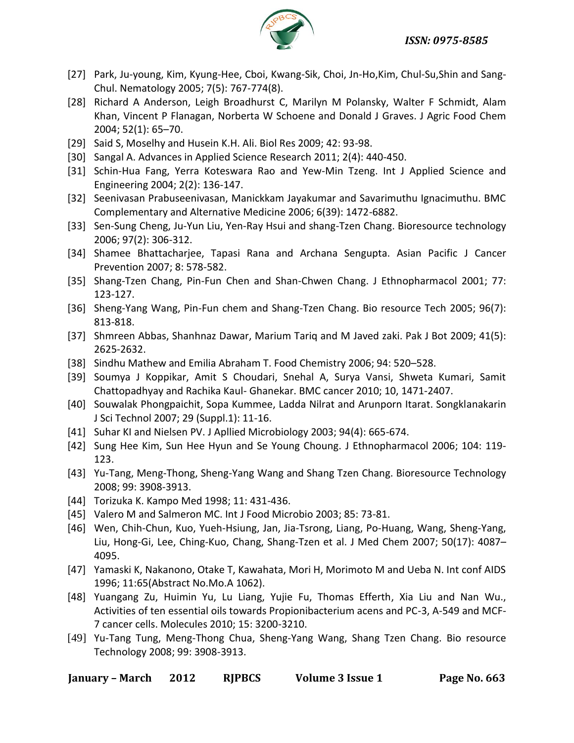[27] Park, Ju-young, Kim, Kyung-Hee, Cboi, Kwang-Sik, Choi, Jn-Ho,Kim, Chul-Su,Shin and Sang-Chul. Nematology 2005; 7(5): 767-774(8).

[28] Richard A Anderson, Leigh Broadhurst C, Marilyn M Polansky, Walter F Schmidt, Alam Khan, Vincent P Flanagan, Norberta W Schoene and Donald J Graves. J Agric Food Chem 2004; 52(1): 65–70.

[29] Said S, Moselhy and Husein K.H. Ali. Biol Res 2009; 42: 93-98.

[30] Sangal A. Advances in Applied Science Research 2011; 2(4): 440-450.

[31] Schin-Hua Fang, Yerra Koteswara Rao and Yew-Min Tzeng. Int J Applied Science and Engineering 2004; 2(2): 136-147.

[32] Seenivasan Prabuseenivasan, Manickkam Jayakumar and Savarimuthu Ignacimuthu. BMC Complementary and Alternative Medicine 2006; 6(39): 1472-6882.

[33] Sen-Sung Cheng, Ju-Yun Liu, Yen-Ray Hsui and shang-Tzen Chang. Bioresource technology 2006; 97(2): 306-312.

[34] Shamee Bhattacharjee, Tapasi Rana and Archana Sengupta. Asian Pacific J Cancer Prevention 2007; 8: 578-582.

[35] Shang-Tzen Chang, Pin-Fun Chen and Shan-Chwen Chang. J Ethnopharmacol 2001; 77: 123-127.

[36] Sheng-Yang Wang, Pin-Fun chem and Shang-Tzen Chang. Bio resource Tech 2005; 96(7): 813-818.

[37] Shmreen Abbas, Shanhnaz Dawar, Marium Tariq and M Javed zaki. Pak J Bot 2009; 41(5): 2625-2632.

[38] Sindhu Mathew and Emilia Abraham T. Food Chemistry 2006; 94: 520–528.

[39] Soumya J Koppikar, Amit S Choudari, Snehal A, Surya Vansi, Shweta Kumari, Samit Chattopadhyay and Rachika Kaul- Ghanekar. BMC cancer 2010; 10, 1471-2407.

[40] Souwalak Phongpaichit, Sopa Kummee, Ladda Nilrat and Arunporn Itarat. Songklanakarin J Sci Technol 2007; 29 (Suppl.1): 11-16.

[41] Suhar KI and Nielsen PV. J Apllied Microbiology 2003; 94(4): 665-674.

[42] Sung Hee Kim, Sun Hee Hyun and Se Young Choung. J Ethnopharmacol 2006; 104: 119-123.

[43] Yu-Tang, Meng-Thong, Sheng-Yang Wang and Shang Tzen Chang. Bioresource Technology 2008; 99: 3908-3913.

[44] Torizuka K. Kampo Med 1998; 11: 431-436.

[45] Valero M and Salmeron MC. Int J Food Microbio 2003; 85: 73-81.

[46] Wen, Chih-Chun, Kuo, Yueh-Hsiung, Jan, Jia-Tsrong, Liang, Po-Huang, Wang, Sheng-Yang, Liu, Hong-Gi, Lee, Ching-Kuo, Chang, Shang-Tzen et al. J Med Chem 2007; 50(17): 4087–4095.

[47] Yamaski K, Nakanono, Otake T, Kawahata, Mori H, Morimoto M and Ueba N. Int conf AIDS 1996; 11:65(Abstract No.Mo.A 1062).

[48] Yuangang Zu, Huimin Yu, Lu Liang, Yujie Fu, Thomas Efferth, Xia Liu and Nan Wu., Activities of ten essential oils towards Propionibacterium acens and PC-3, A-549 and MCF-7 cancer cells. Molecules 2010; 15: 3200-3210.

[49] Yu-Tang Tung, Meng-Thong Chua, Sheng-Yang Wang, Shang Tzen Chang. Bio resource Technology 2008; 99: 3908-3913.